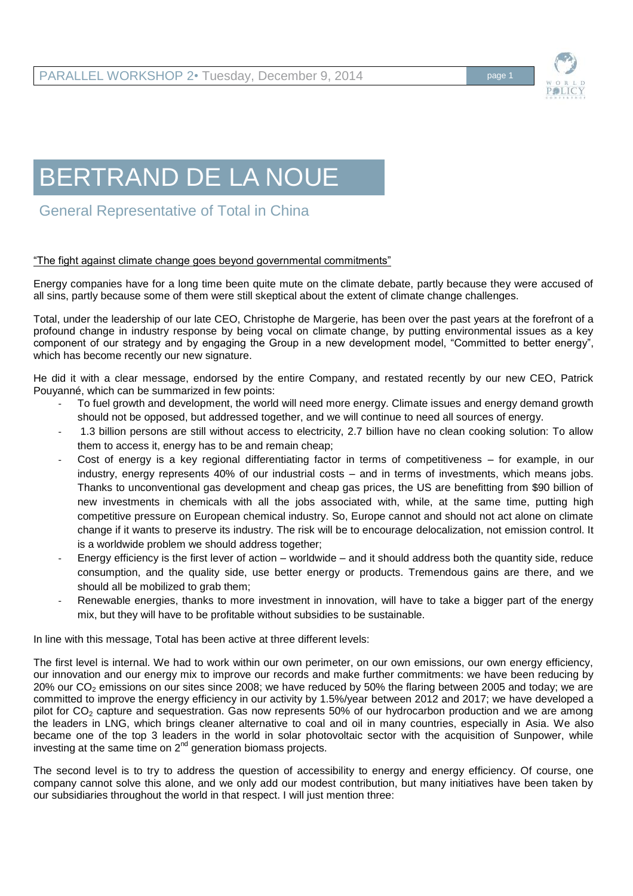# BERTRAND DE LA NOUE

## General Representative of Total in China

"The fight against climate change goes beyond governmental commitments"

Energy companies have for a long time been quite mute on the climate debate, partly because they were accused of all sins, partly because some of them were still skeptical about the extent of climate change challenges.

Total, under the leadership of our late CEO, Christophe de Margerie, has been over the past years at the forefront of a profound change in industry response by being vocal on climate change, by putting environmental issues as a key component of our strategy and by engaging the Group in a new development model, "Committed to better energy", which has become recently our new signature.

He did it with a clear message, endorsed by the entire Company, and restated recently by our new CEO, Patrick Pouyanné, which can be summarized in few points:

- To fuel growth and development, the world will need more energy. Climate issues and energy demand growth should not be opposed, but addressed together, and we will continue to need all sources of energy.
- 1.3 billion persons are still without access to electricity, 2.7 billion have no clean cooking solution: To allow them to access it, energy has to be and remain cheap;
- Cost of energy is a key regional differentiating factor in terms of competitiveness – for example, in our industry, energy represents 40% of our industrial costs – and in terms of investments, which means jobs. Thanks to unconventional gas development and cheap gas prices, the US are benefitting from $90 billion of new investments in chemicals with all the jobs associated with, while, at the same time, putting high competitive pressure on European chemical industry. So, Europe cannot and should not act alone on climate change if it wants to preserve its industry. The risk will be to encourage delocalization, not emission control. It is a worldwide problem we should address together;
- Energy efficiency is the first lever of action – worldwide – and it should address both the quantity side, reduce consumption, and the quality side, use better energy or products. Tremendous gains are there, and we should all be mobilized to grab them;
- Renewable energies, thanks to more investment in innovation, will have to take a bigger part of the energy mix, but they will have to be profitable without subsidies to be sustainable.

In line with this message, Total has been active at three different levels:

The first level is internal. We had to work within our own perimeter, on our own emissions, our own energy efficiency, our innovation and our energy mix to improve our records and make further commitments: we have been reducing by 20% our $CO_2$ emissions on our sites since 2008; we have reduced by 50% the flaring between 2005 and today; we are committed to improve the energy efficiency in our activity by 1.5%/year between 2012 and 2017; we have developed a pilot for $CO_2$ capture and sequestration. Gas now represents 50% of our hydrocarbon production and we are among the leaders in LNG, which brings cleaner alternative to coal and oil in many countries, especially in Asia. We also became one of the top 3 leaders in the world in solar photovoltaic sector with the acquisition of Sunpower, while investing at the same time on 2nd generation biomass projects.

The second level is to try to address the question of accessibility to energy and energy efficiency. Of course, one company cannot solve this alone, and we only add our modest contribution, but many initiatives have been taken by our subsidiaries throughout the world in that respect. I will just mention three: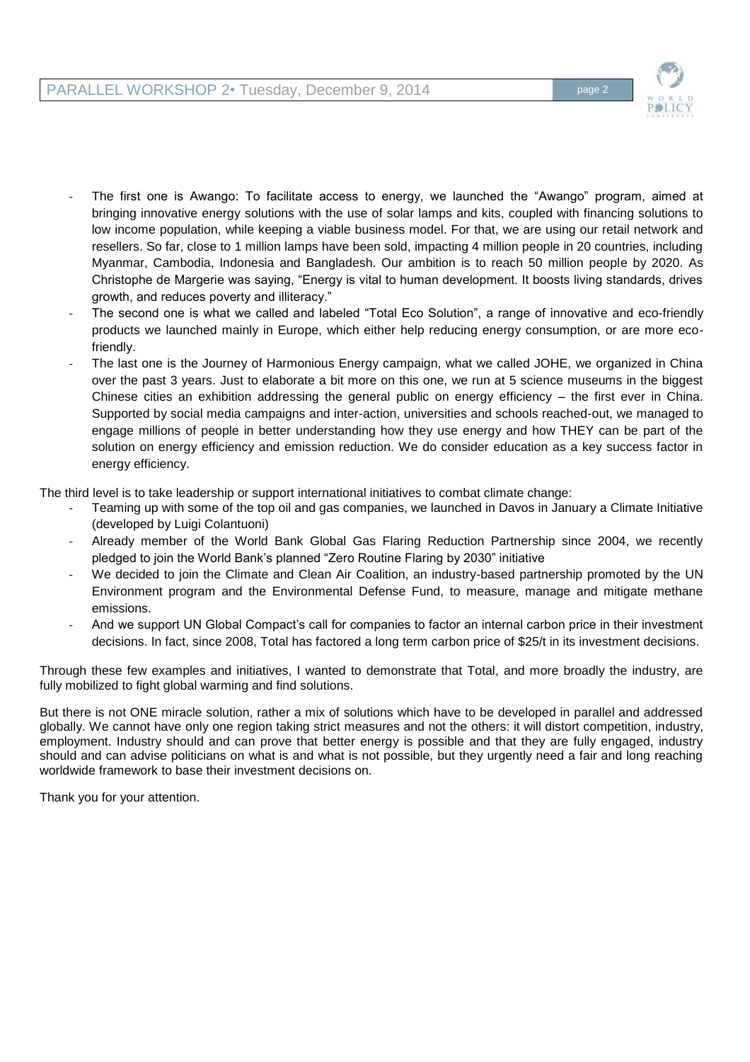- The first one is Awango: To facilitate access to energy, we launched the "Awango" program, aimed at bringing innovative energy solutions with the use of solar lamps and kits, coupled with financing solutions to low income population, while keeping a viable business model. For that, we are using our retail network and resellers. So far, close to 1 million lamps have been sold, impacting 4 million people in 20 countries, including Myanmar, Cambodia, Indonesia and Bangladesh. Our ambition is to reach 50 million people by 2020. As Christophe de Margerie was saying, "Energy is vital to human development. It boosts living standards, drives growth, and reduces poverty and illiteracy."
- The second one is what we called and labeled "Total Eco Solution", a range of innovative and eco-friendly products we launched mainly in Europe, which either help reducing energy consumption, or are more eco-friendly.
- The last one is the Journey of Harmonious Energy campaign, what we called JOHE, we organized in China over the past 3 years. Just to elaborate a bit more on this one, we run at 5 science museums in the biggest Chinese cities an exhibition addressing the general public on energy efficiency – the first ever in China. Supported by social media campaigns and inter-action, universities and schools reached-out, we managed to engage millions of people in better understanding how they use energy and how THEY can be part of the solution on energy efficiency and emission reduction. We do consider education as a key success factor in energy efficiency.

The third level is to take leadership or support international initiatives to combat climate change:

- Teaming up with some of the top oil and gas companies, we launched in Davos in January a Climate Initiative (developed by Luigi Colantuoni)
- Already member of the World Bank Global Gas Flaring Reduction Partnership since 2004, we recently pledged to join the World Bank's planned "Zero Routine Flaring by 2030" initiative
- We decided to join the Climate and Clean Air Coalition, an industry-based partnership promoted by the UN Environment program and the Environmental Defense Fund, to measure, manage and mitigate methane emissions.
- And we support UN Global Compact's call for companies to factor an internal carbon price in their investment decisions. In fact, since 2008, Total has factored a long term carbon price of $25/t in its investment decisions.

Through these few examples and initiatives, I wanted to demonstrate that Total, and more broadly the industry, are fully mobilized to fight global warming and find solutions.

But there is not ONE miracle solution, rather a mix of solutions which have to be developed in parallel and addressed globally. We cannot have only one region taking strict measures and not the others: it will distort competition, industry, employment. Industry should and can prove that better energy is possible and that they are fully engaged, industry should and can advise politicians on what is and what is not possible, but they urgently need a fair and long reaching worldwide framework to base their investment decisions on.

Thank you for your attention.